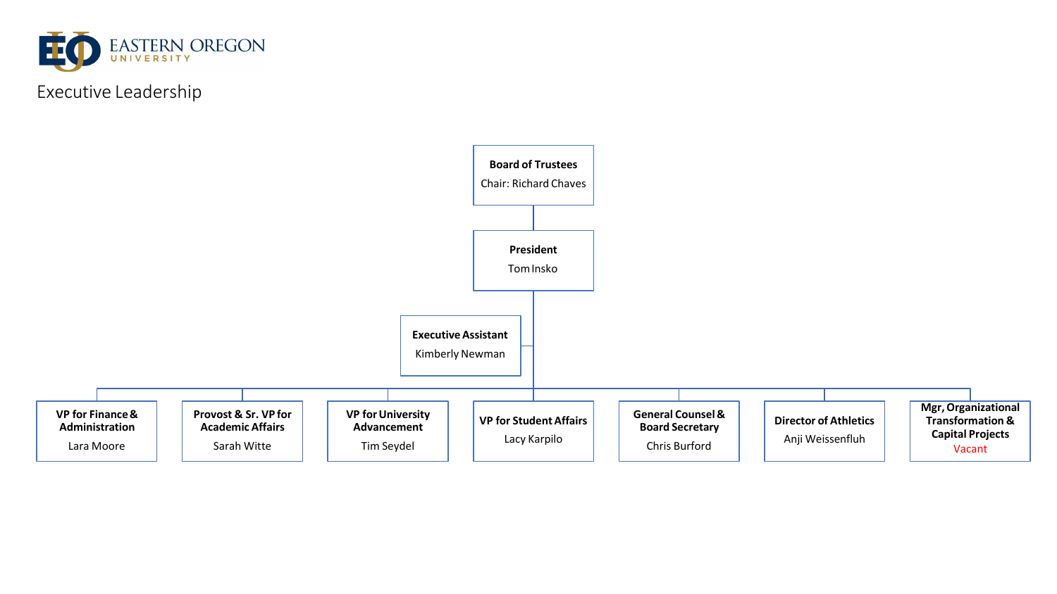EASTERN OREGON UNIVERSITY

# Executive Leadership

**Board of Trustees**
Chair: Richard Chaves

**President**
Tom Insko

**Executive Assistant**
Kimberly Newman

- **VP for Finance & Administration** – Lara Moore
- **Provost & Sr. VP for Academic Affairs** – Sarah Witte
- **VP for University Advancement** – Tim Seydel
- **VP for Student Affairs** – Lacy Karpilo
- **General Counsel & Board Secretary** – Chris Burford
- **Director of Athletics** – Anji Weissenfluh
- **Mgr, Organizational Transformation & Capital Projects** – Vacant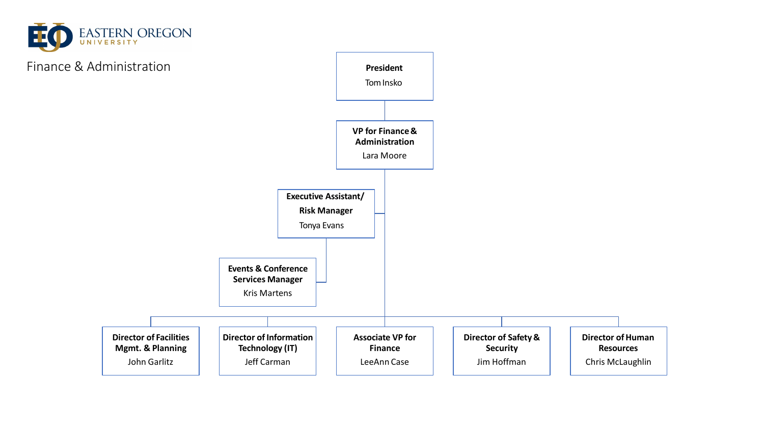EASTERN OREGON UNIVERSITY

# Finance & Administration

- **President**
  Tom Insko
  - **VP for Finance & Administration**
    Lara Moore
    - **Executive Assistant/ Risk Manager**
      Tonya Evans
      - **Events & Conference Services Manager**
        Kris Martens
    - **Director of Facilities Mgmt. & Planning**
      John Garlitz
    - **Director of Information Technology (IT)**
      Jeff Carman
    - **Associate VP for Finance**
      LeeAnn Case
    - **Director of Safety & Security**
      Jim Hoffman
    - **Director of Human Resources**
      Chris McLaughlin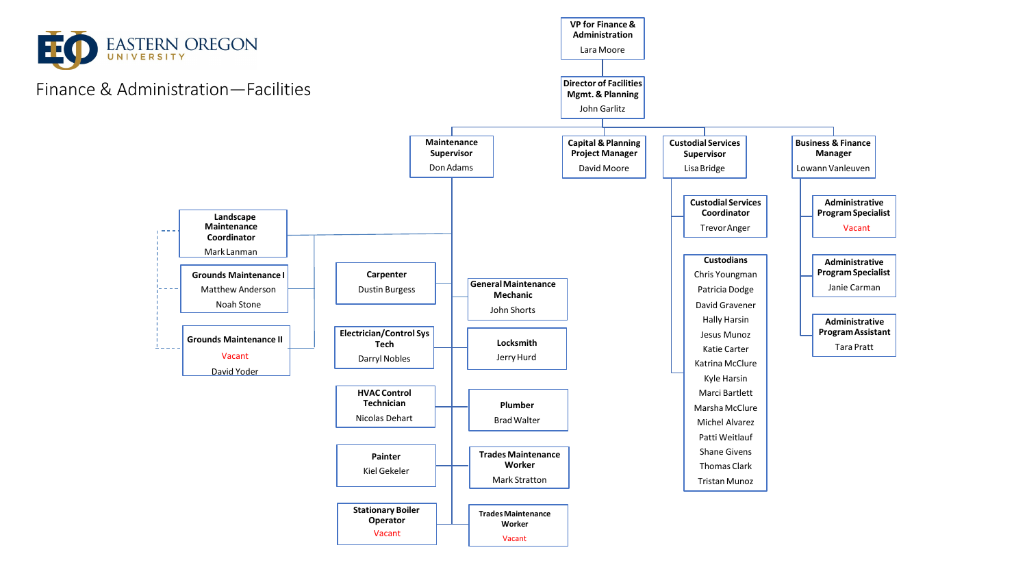# Finance & Administration—Facilities

- **VP for Finance & Administration** — Lara Moore
  - **Director of Facilities Mgmt. & Planning** — John Garlitz
    - **Maintenance Supervisor** — Don Adams
      - **Landscape Maintenance Coordinator** — Mark Lanman
        - **Grounds Maintenance I** — Matthew Anderson, Noah Stone
        - **Grounds Maintenance II** — Vacant, David Yoder
      - **Carpenter** — Dustin Burgess
      - **General Maintenance Mechanic** — John Shorts
      - **Electrician/Control Sys Tech** — Darryl Nobles
      - **Locksmith** — Jerry Hurd
      - **HVAC Control Technician** — Nicolas Dehart
      - **Plumber** — Brad Walter
      - **Painter** — Kiel Gekeler
      - **Trades Maintenance Worker** — Mark Stratton
      - **Stationary Boiler Operator** — Vacant
      - **Trades Maintenance Worker** — Vacant
    - **Capital & Planning Project Manager** — David Moore
    - **Custodial Services Supervisor** — Lisa Bridge
      - **Custodial Services Coordinator** — Trevor Anger
      - **Custodians** — Chris Youngman, Patricia Dodge, David Gravener, Hally Harsin, Jesus Munoz, Katie Carter, Katrina McClure, Kyle Harsin, Marci Bartlett, Marsha McClure, Michel Alvarez, Patti Weitlauf, Shane Givens, Thomas Clark, Tristan Munoz
    - **Business & Finance Manager** — Lowann Vanleuven
      - **Administrative Program Specialist** — Vacant
      - **Administrative Program Specialist** — Janie Carman
      - **Administrative Program Assistant** — Tara Pratt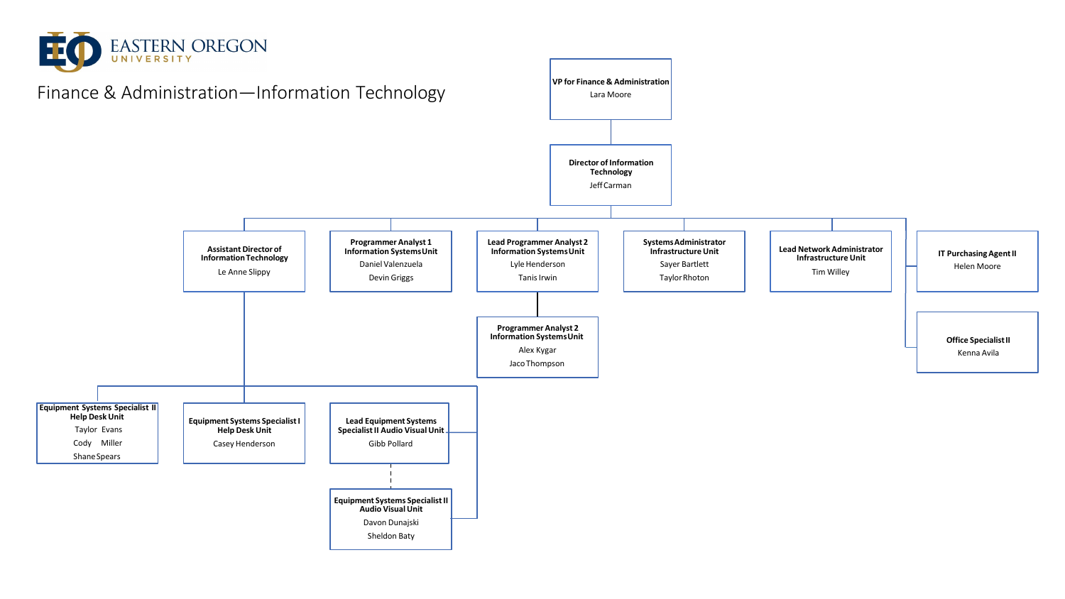EASTERN OREGON UNIVERSITY

# Finance & Administration—Information Technology

**VP for Finance & Administration**
Lara Moore

- **Director of Information Technology**
  Jeff Carman
  - **Assistant Director of Information Technology**
    Le Anne Slippy
    - **Equipment Systems Specialist II Help Desk Unit**
      Taylor Evans
      Cody Miller
      Shane Spears
    - **Equipment Systems Specialist I Help Desk Unit**
      Casey Henderson
    - **Lead Equipment Systems Specialist II Audio Visual Unit**
      Gibb Pollard
    - **Equipment Systems Specialist II Audio Visual Unit**
      Davon Dunajski
      Sheldon Baty
  - **Programmer Analyst 1 Information Systems Unit**
    Daniel Valenzuela
    Devin Griggs
  - **Lead Programmer Analyst 2 Information Systems Unit**
    Lyle Henderson
    Tanis Irwin
    - **Programmer Analyst 2 Information Systems Unit**
      Alex Kygar
      Jaco Thompson
  - **Systems Administrator Infrastructure Unit**
    Sayer Bartlett
    Taylor Rhoton
  - **Lead Network Administrator Infrastructure Unit**
    Tim Willey
  - **IT Purchasing Agent II**
    Helen Moore
  - **Office Specialist II**
    Kenna Avila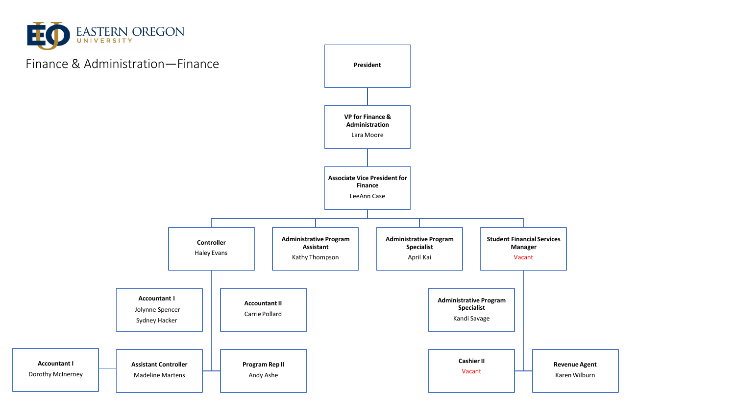# Finance & Administration—Finance

- **President**
  - **VP for Finance & Administration** — Lara Moore
    - **Associate Vice President for Finance** — LeeAnn Case
      - **Controller** — Haley Evans
        - **Accountant I** — Jolynne Spencer, Sydney Hacker
        - **Accountant II** — Carrie Pollard
        - **Assistant Controller** — Madeline Martens
          - **Accountant I** — Dorothy McInerney
        - **Program Rep II** — Andy Ashe
      - **Administrative Program Assistant** — Kathy Thompson
      - **Administrative Program Specialist** — April Kai
      - **Student Financial Services Manager** — Vacant
        - **Administrative Program Specialist** — Kandi Savage
        - **Cashier II** — Vacant
        - **Revenue Agent** — Karen Wilburn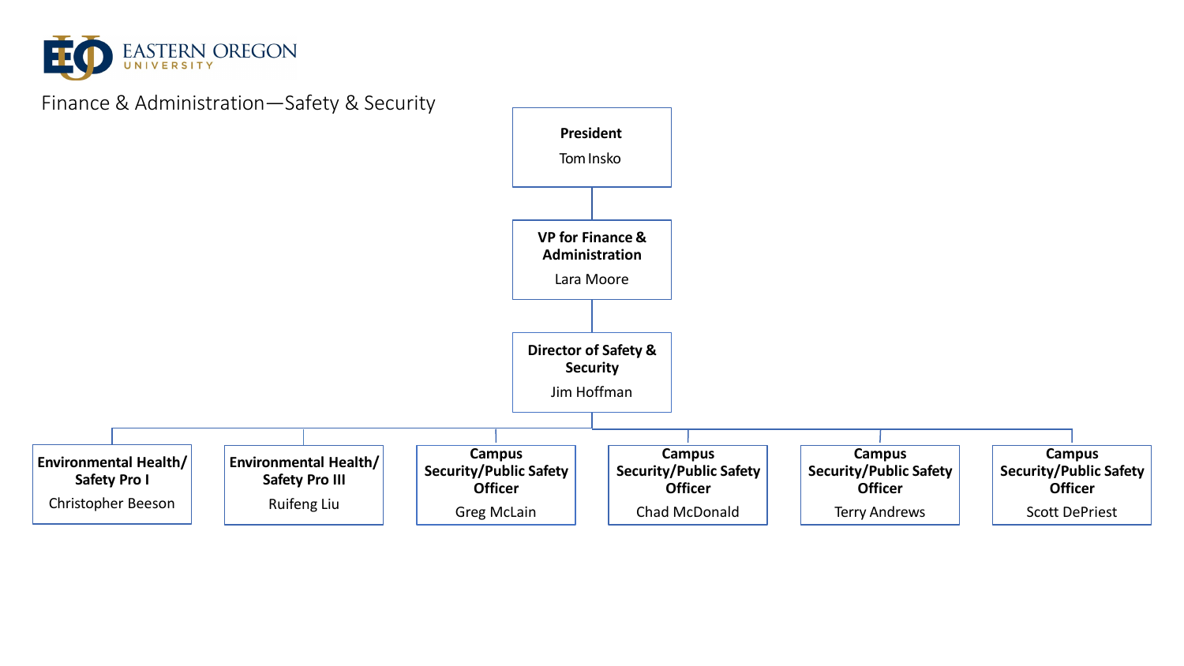# Finance & Administration—Safety & Security

**President**
Tom Insko

- **VP for Finance & Administration**
  Lara Moore
  - **Director of Safety & Security**
    Jim Hoffman
    - **Environmental Health/ Safety Pro I** — Christopher Beeson
    - **Environmental Health/ Safety Pro III** — Ruifeng Liu
    - **Campus Security/Public Safety Officer** — Greg McLain
    - **Campus Security/Public Safety Officer** — Chad McDonald
    - **Campus Security/Public Safety Officer** — Terry Andrews
    - **Campus Security/Public Safety Officer** — Scott DePriest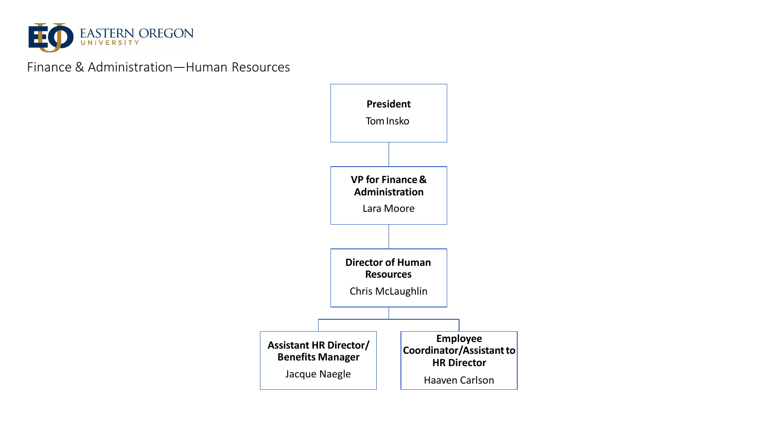EASTERN OREGON UNIVERSITY

## Finance & Administration—Human Resources

**President**
Tom Insko

**VP for Finance & Administration**
Lara Moore

**Director of Human Resources**
Chris McLaughlin

- **Assistant HR Director/ Benefits Manager**
  Jacque Naegle
- **Employee Coordinator/Assistant to HR Director**
  Haaven Carlson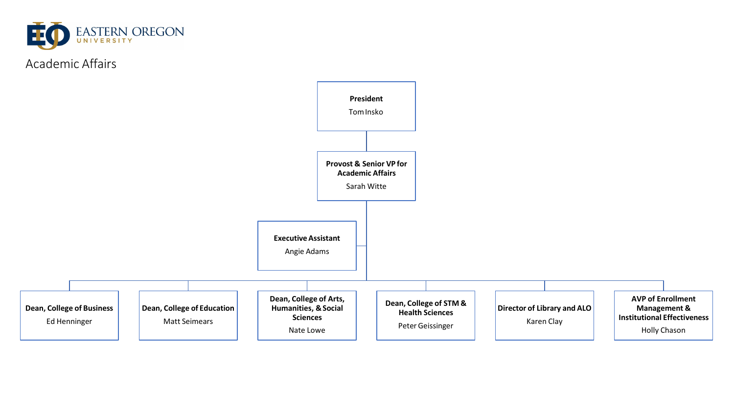EASTERN OREGON UNIVERSITY

# Academic Affairs

**President**
Tom Insko

- **Provost & Senior VP for Academic Affairs**
  Sarah Witte
  - **Executive Assistant**
    Angie Adams
  - **Dean, College of Business**
    Ed Henninger
  - **Dean, College of Education**
    Matt Seimears
  - **Dean, College of Arts, Humanities, & Social Sciences**
    Nate Lowe
  - **Dean, College of STM & Health Sciences**
    Peter Geissinger
  - **Director of Library and ALO**
    Karen Clay
  - **AVP of Enrollment Management & Institutional Effectiveness**
    Holly Chason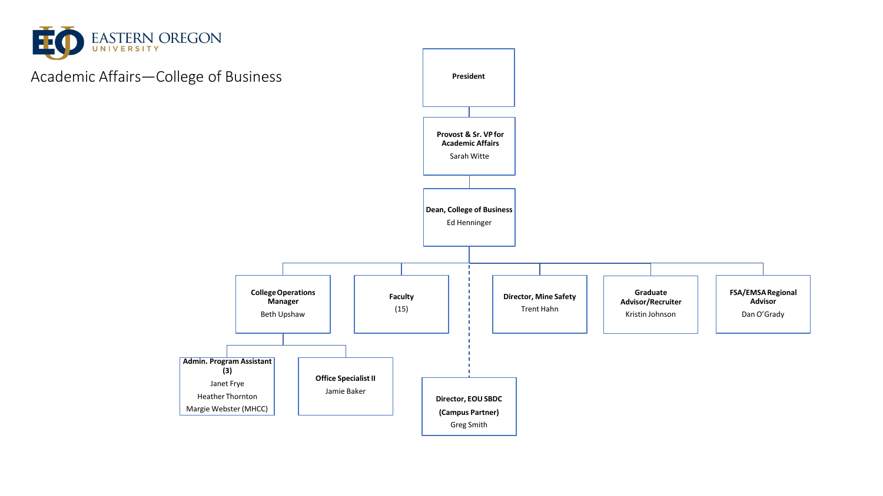EASTERN OREGON UNIVERSITY

# Academic Affairs—College of Business

- **President**
  - **Provost & Sr. VP for Academic Affairs**
    Sarah Witte
    - **Dean, College of Business**
      Ed Henninger
      - **College Operations Manager**
        Beth Upshaw
        - **Admin. Program Assistant (3)**
          Janet Frye
          Heather Thornton
          Margie Webster (MHCC)
        - **Office Specialist II**
          Jamie Baker
      - **Faculty**
        (15)
      - **Director, EOU SBDC (Campus Partner)**
        Greg Smith
      - **Director, Mine Safety**
        Trent Hahn
      - **Graduate Advisor/Recruiter**
        Kristin Johnson
      - **FSA/EMSA Regional Advisor**
        Dan O'Grady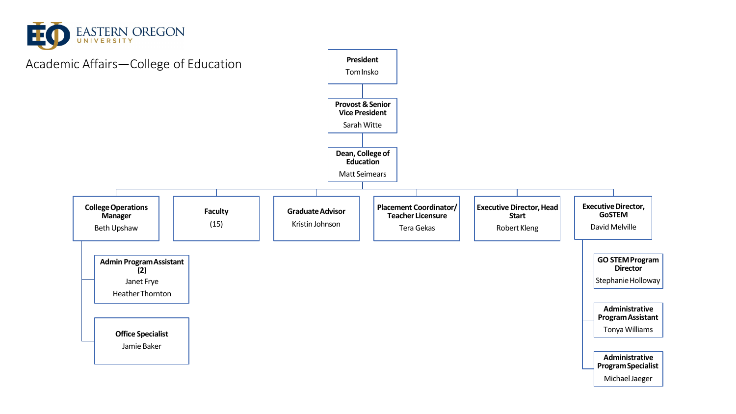# Academic Affairs—College of Education

- **President** — Tom Insko
  - **Provost & Senior Vice President** — Sarah Witte
    - **Dean, College of Education** — Matt Seimears
      - **College Operations Manager** — Beth Upshaw
        - **Admin Program Assistant (2)** — Janet Frye, Heather Thornton
        - **Office Specialist** — Jamie Baker
      - **Faculty** (15)
      - **Graduate Advisor** — Kristin Johnson
      - **Placement Coordinator/ Teacher Licensure** — Tera Gekas
      - **Executive Director, Head Start** — Robert Kleng
      - **Executive Director, GoSTEM** — David Melville
        - **GO STEM Program Director** — Stephanie Holloway
        - **Administrative Program Assistant** — Tonya Williams
        - **Administrative Program Specialist** — Michael Jaeger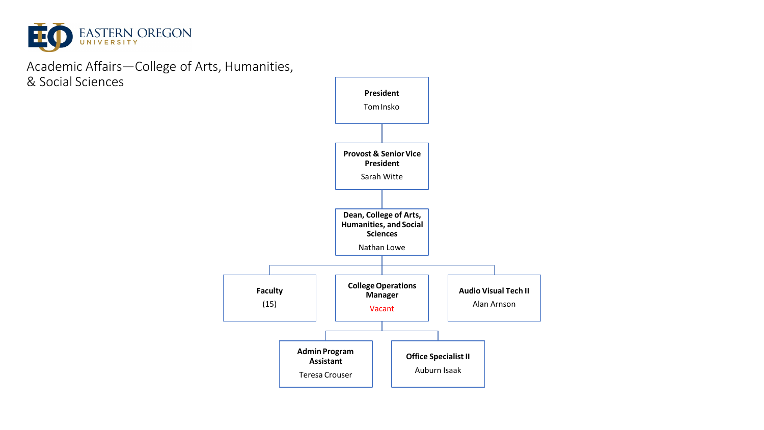EASTERN OREGON UNIVERSITY

# Academic Affairs—College of Arts, Humanities, & Social Sciences

- **President**
  Tom Insko
  - **Provost & Senior Vice President**
    Sarah Witte
    - **Dean, College of Arts, Humanities, and Social Sciences**
      Nathan Lowe
      - **Faculty**
        (15)
      - **College Operations Manager**
        Vacant
        - **Admin Program Assistant**
          Teresa Crouser
        - **Office Specialist II**
          Auburn Isaak
      - **Audio Visual Tech II**
        Alan Arnson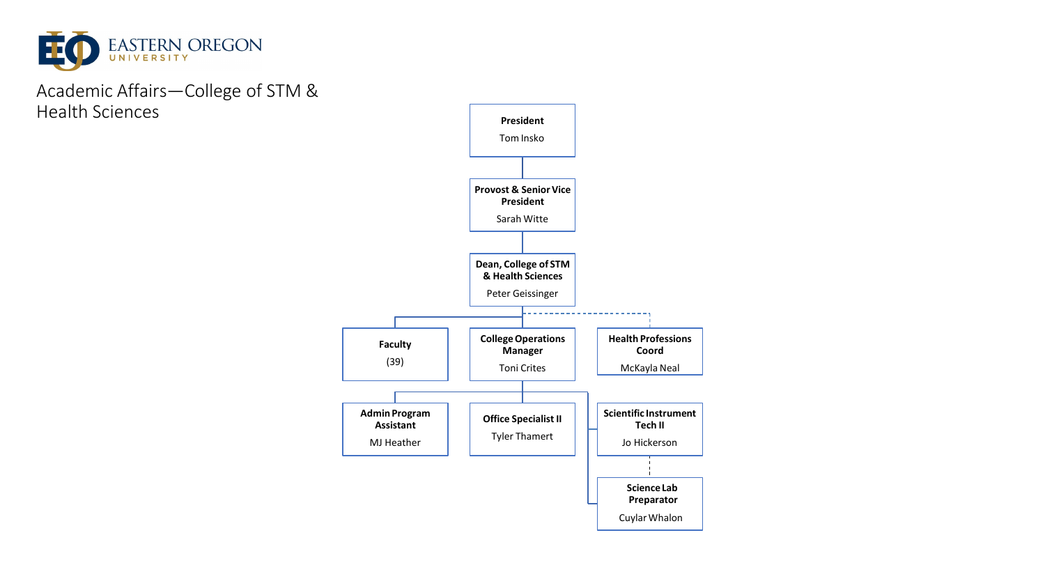# Academic Affairs—College of STM & Health Sciences

- **President**
  Tom Insko
  - **Provost & Senior Vice President**
    Sarah Witte
    - **Dean, College of STM & Health Sciences**
      Peter Geissinger
      - **Faculty**
        (39)
      - **College Operations Manager**
        Toni Crites
        - **Admin Program Assistant**
          MJ Heather
        - **Office Specialist II**
          Tyler Thamert
        - **Scientific Instrument Tech II**
          Jo Hickerson
        - **Science Lab Preparator**
          Cuylar Whalon
      - **Health Professions Coord** (dotted line)
        McKayla Neal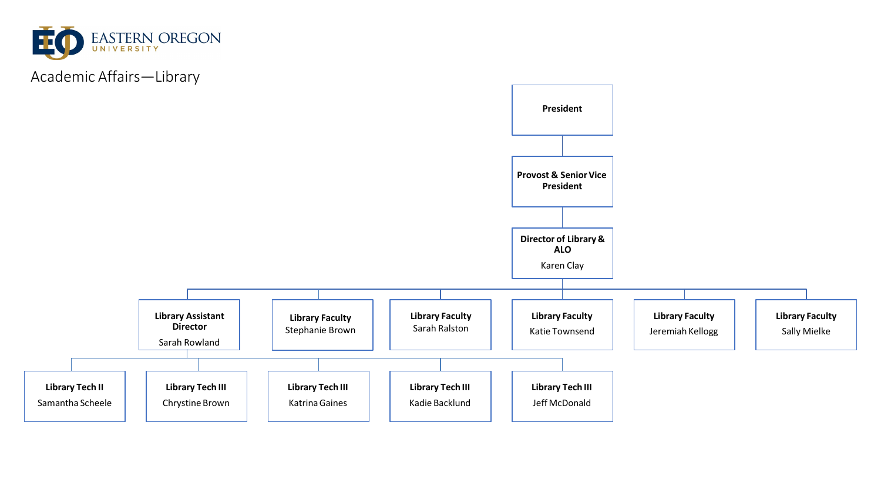EASTERN OREGON UNIVERSITY

# Academic Affairs—Library

- **President**
  - **Provost & Senior Vice President**
    - **Director of Library & ALO** — Karen Clay
      - **Library Assistant Director** — Sarah Rowland
        - **Library Tech II** — Samantha Scheele
        - **Library Tech III** — Chrystine Brown
        - **Library Tech III** — Katrina Gaines
        - **Library Tech III** — Kadie Backlund
        - **Library Tech III** — Jeff McDonald
      - **Library Faculty** — Stephanie Brown
      - **Library Faculty** — Sarah Ralston
      - **Library Faculty** — Katie Townsend
      - **Library Faculty** — Jeremiah Kellogg
      - **Library Faculty** — Sally Mielke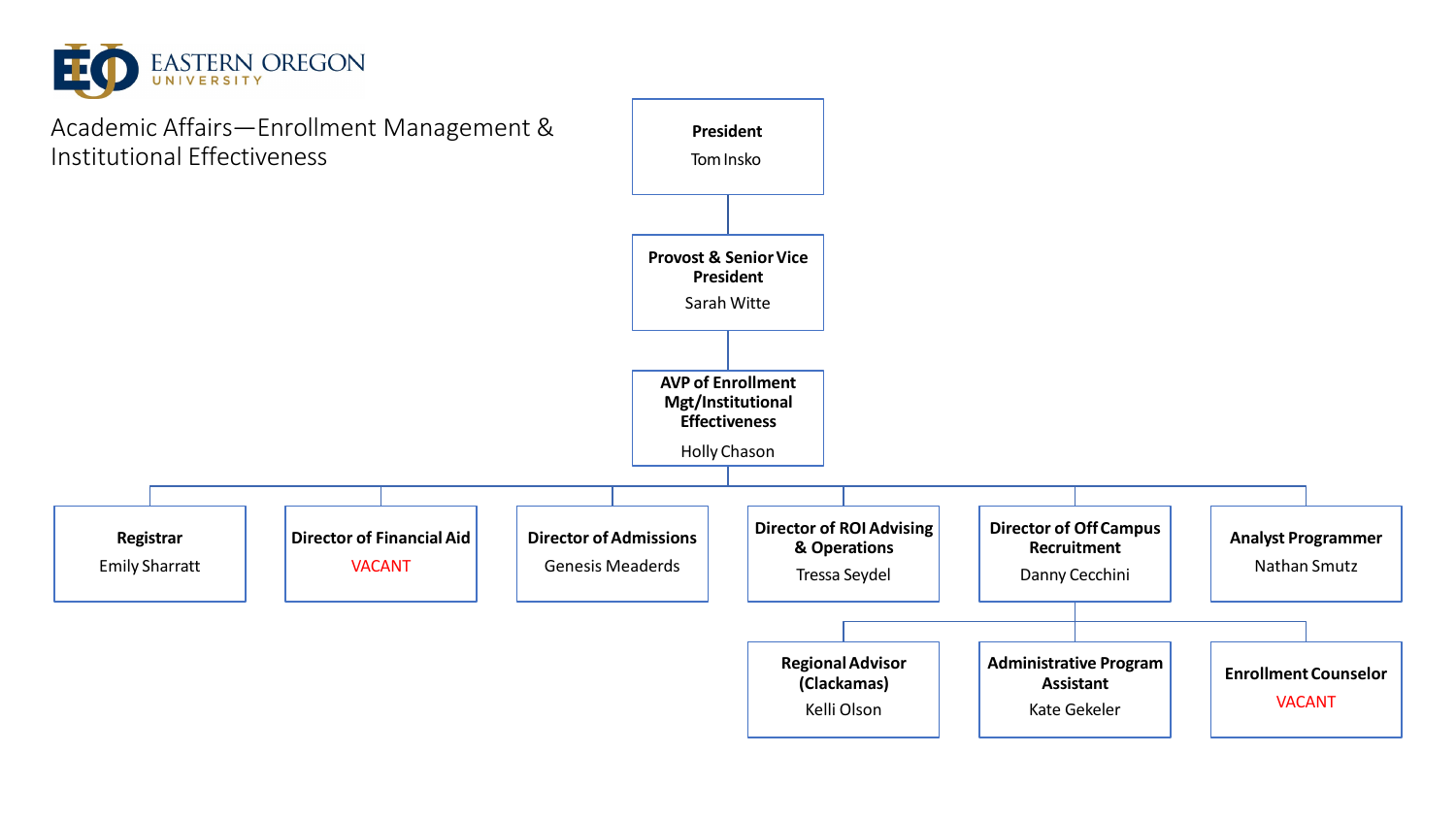EASTERN OREGON UNIVERSITY

# Academic Affairs—Enrollment Management & Institutional Effectiveness

- **President** – Tom Insko
  - **Provost & Senior Vice President** – Sarah Witte
    - **AVP of Enrollment Mgt/Institutional Effectiveness** – Holly Chason
      - **Registrar** – Emily Sharratt
      - **Director of Financial Aid** – VACANT
      - **Director of Admissions** – Genesis Meaderds
      - **Director of ROI Advising & Operations** – Tressa Seydel
      - **Director of Off Campus Recruitment** – Danny Cecchini
        - **Regional Advisor (Clackamas)** – Kelli Olson
        - **Administrative Program Assistant** – Kate Gekeler
        - **Enrollment Counselor** – VACANT
      - **Analyst Programmer** – Nathan Smutz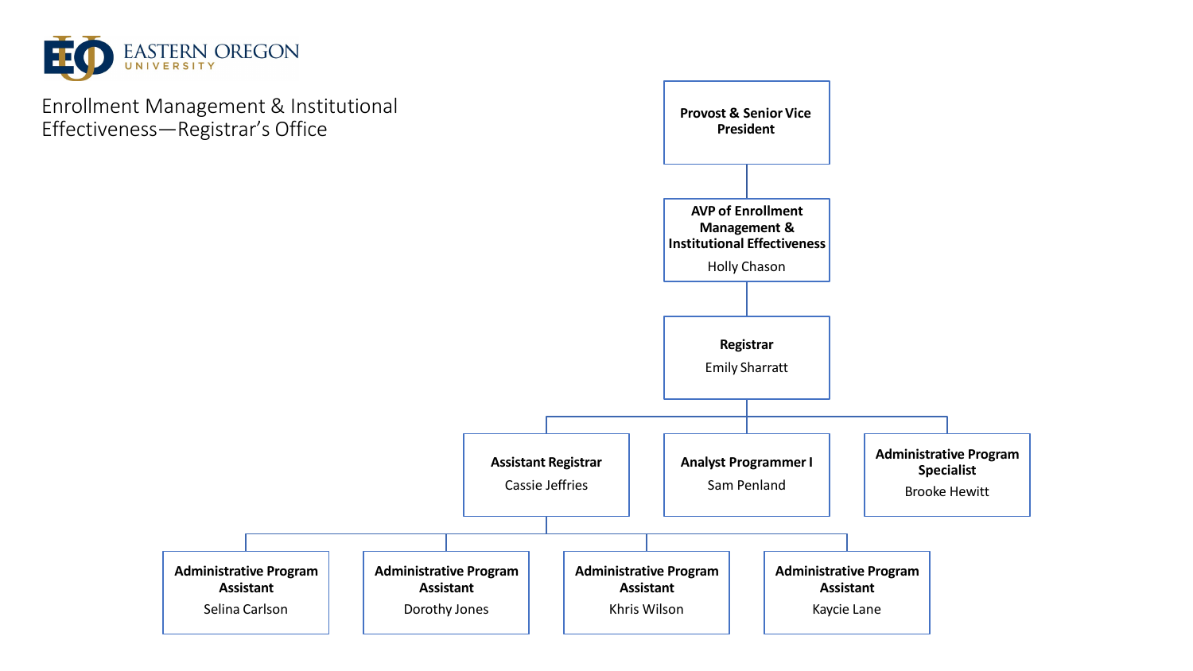# Enrollment Management & Institutional Effectiveness—Registrar's Office

- **Provost & Senior Vice President**
  - **AVP of Enrollment Management & Institutional Effectiveness** — Holly Chason
    - **Registrar** — Emily Sharratt
      - **Assistant Registrar** — Cassie Jeffries
        - **Administrative Program Assistant** — Selina Carlson
        - **Administrative Program Assistant** — Dorothy Jones
        - **Administrative Program Assistant** — Khris Wilson
        - **Administrative Program Assistant** — Kaycie Lane
      - **Analyst Programmer I** — Sam Penland
      - **Administrative Program Specialist** — Brooke Hewitt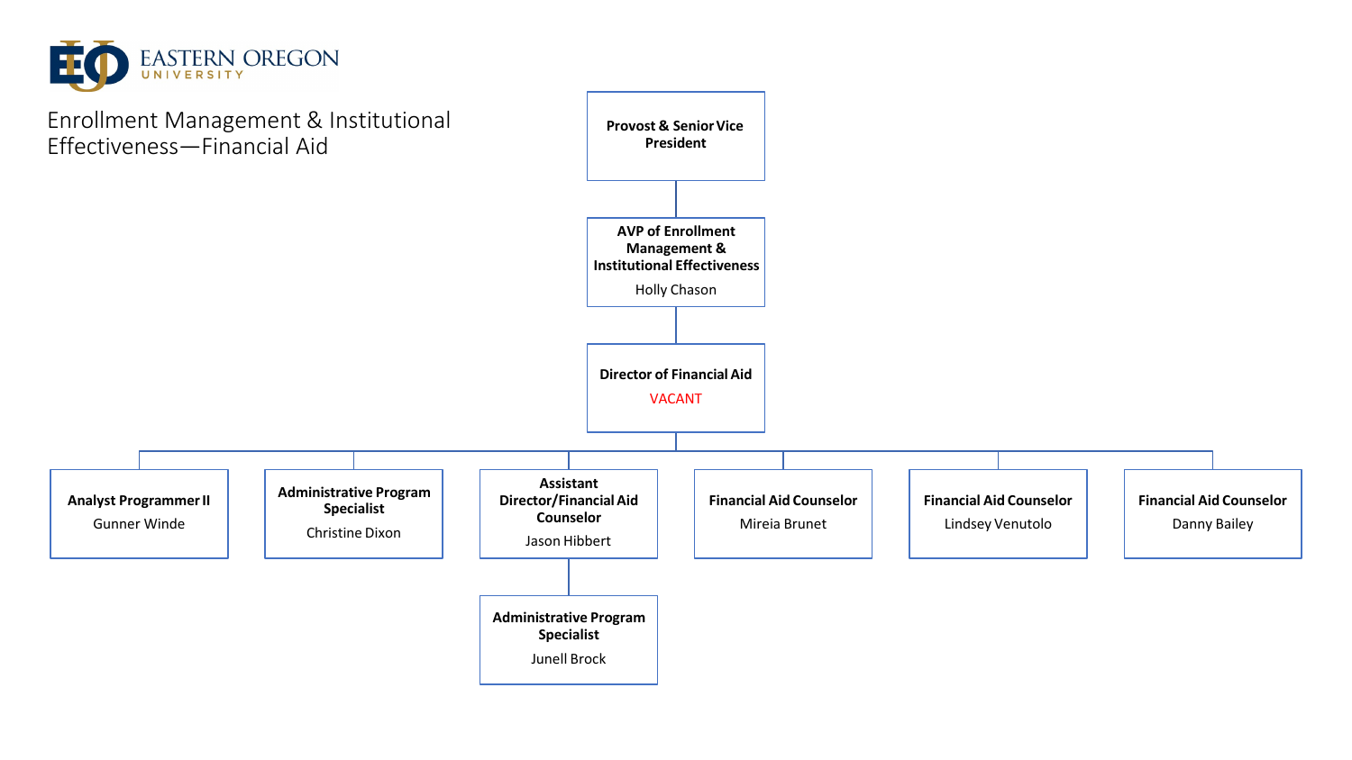EASTERN OREGON UNIVERSITY

# Enrollment Management & Institutional Effectiveness—Financial Aid

- **Provost & Senior Vice President**
  - **AVP of Enrollment Management & Institutional Effectiveness** — Holly Chason
    - **Director of Financial Aid** — VACANT
      - **Analyst Programmer II** — Gunner Winde
      - **Administrative Program Specialist** — Christine Dixon
      - **Assistant Director/Financial Aid Counselor** — Jason Hibbert
        - **Administrative Program Specialist** — Junell Brock
      - **Financial Aid Counselor** — Mireia Brunet
      - **Financial Aid Counselor** — Lindsey Venutolo
      - **Financial Aid Counselor** — Danny Bailey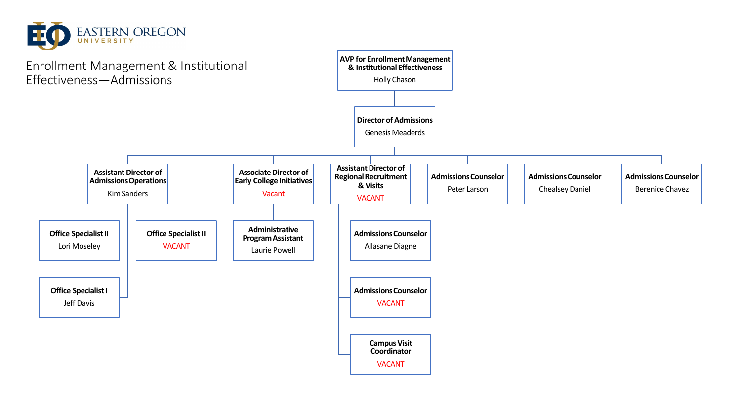EASTERN OREGON UNIVERSITY

# Enrollment Management & Institutional Effectiveness—Admissions

- **AVP for Enrollment Management & Institutional Effectiveness** — Holly Chason
  - **Director of Admissions** — Genesis Meaderds
    - **Assistant Director of Admissions Operations** — Kim Sanders
      - **Office Specialist II** — Lori Moseley
      - **Office Specialist II** — VACANT
      - **Office Specialist I** — Jeff Davis
    - **Associate Director of Early College Initiatives** — Vacant
      - **Administrative Program Assistant** — Laurie Powell
    - **Assistant Director of Regional Recruitment & Visits** — VACANT
      - **Admissions Counselor** — Allasane Diagne
      - **Admissions Counselor** — VACANT
      - **Campus Visit Coordinator** — VACANT
    - **Admissions Counselor** — Peter Larson
    - **Admissions Counselor** — Chealsey Daniel
    - **Admissions Counselor** — Berenice Chavez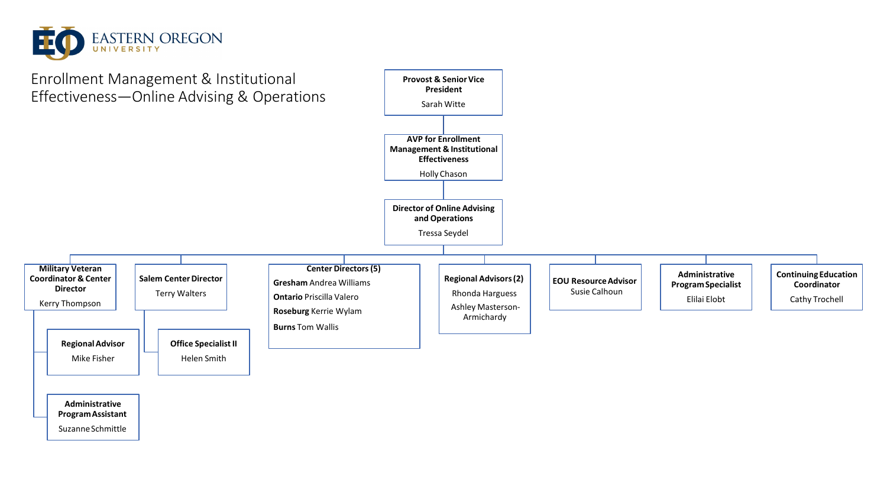# Enrollment Management & Institutional Effectiveness—Online Advising & Operations

- **Provost & Senior Vice President** — Sarah Witte
  - **AVP for Enrollment Management & Institutional Effectiveness** — Holly Chason
    - **Director of Online Advising and Operations** — Tressa Seydel
      - **Military Veteran Coordinator & Center Director** — Kerry Thompson
        - **Regional Advisor** — Mike Fisher
        - **Administrative Program Assistant** — Suzanne Schmittle
      - **Salem Center Director** — Terry Walters
        - **Office Specialist II** — Helen Smith
      - **Center Directors (5)**
        - **Gresham** Andrea Williams
        - **Ontario** Priscilla Valero
        - **Roseburg** Kerrie Wylam
        - **Burns** Tom Wallis
      - **Regional Advisors (2)**
        - Rhonda Harguess
        - Ashley Masterson-Armichardy
      - **EOU Resource Advisor** — Susie Calhoun
      - **Administrative Program Specialist** — Elilai Elobt
      - **Continuing Education Coordinator** — Cathy Trochell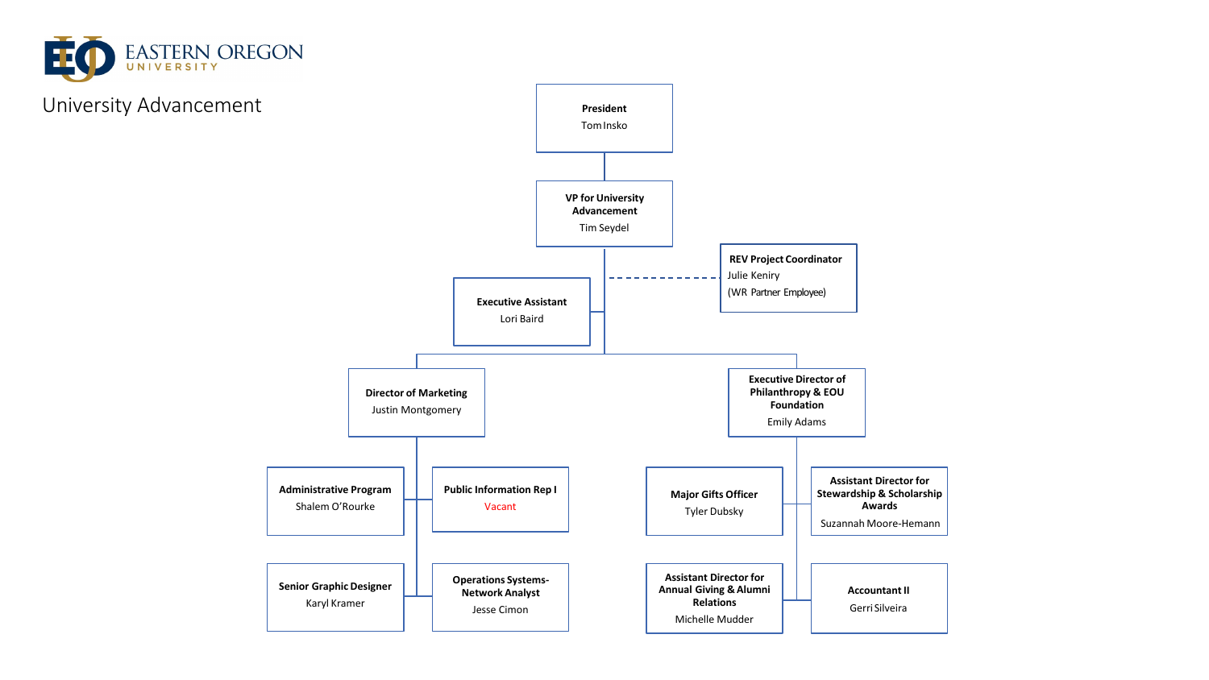EASTERN OREGON UNIVERSITY

# University Advancement

- **President**
  Tom Insko
  - **VP for University Advancement**
    Tim Seydel
    - **Executive Assistant**
      Lori Baird
    - **REV Project Coordinator** (dotted line)
      Julie Keniry
      (WR Partner Employee)
    - **Director of Marketing**
      Justin Montgomery
      - **Administrative Program**
        Shalem O'Rourke
      - **Public Information Rep I**
        Vacant
      - **Senior Graphic Designer**
        Karyl Kramer
      - **Operations Systems-Network Analyst**
        Jesse Cimon
    - **Executive Director of Philanthropy & EOU Foundation**
      Emily Adams
      - **Major Gifts Officer**
        Tyler Dubsky
      - **Assistant Director for Stewardship & Scholarship Awards**
        Suzannah Moore-Hemann
      - **Assistant Director for Annual Giving & Alumni Relations**
        Michelle Mudder
      - **Accountant II**
        Gerri Silveira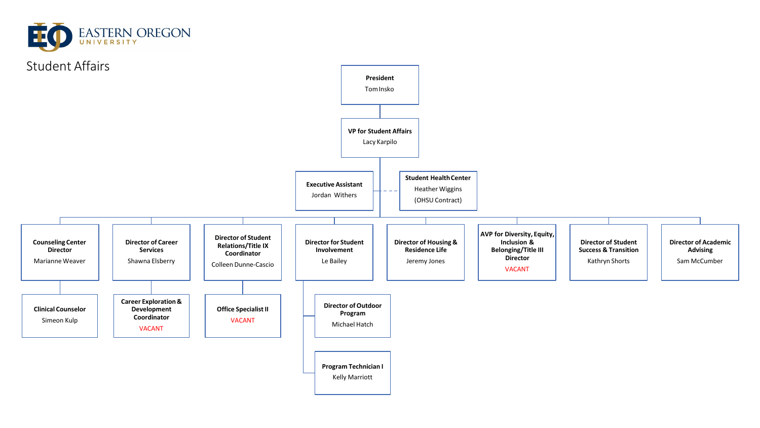EASTERN OREGON UNIVERSITY

# Student Affairs

- **President** – Tom Insko
  - **VP for Student Affairs** – Lacy Karpilo
    - **Executive Assistant** – Jordan Withers
    - **Student Health Center** – Heather Wiggins (OHSU Contract) (dotted line)
    - **Counseling Center Director** – Marianne Weaver
      - **Clinical Counselor** – Simeon Kulp
    - **Director of Career Services** – Shawna Elsberry
      - **Career Exploration & Development Coordinator** – VACANT
    - **Director of Student Relations/Title IX Coordinator** – Colleen Dunne-Cascio
      - **Office Specialist II** – VACANT
    - **Director for Student Involvement** – Le Bailey
      - **Director of Outdoor Program** – Michael Hatch
      - **Program Technician I** – Kelly Marriott
    - **Director of Housing & Residence Life** – Jeremy Jones
    - **AVP for Diversity, Equity, Inclusion & Belonging/Title III Director** – VACANT
    - **Director of Student Success & Transition** – Kathryn Shorts
    - **Director of Academic Advising** – Sam McCumber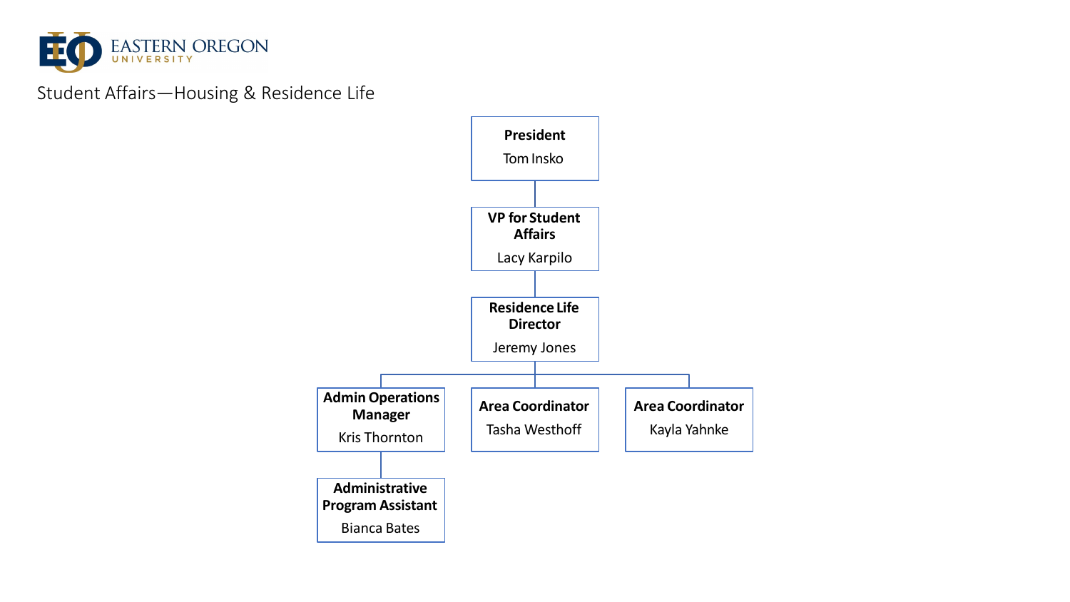EASTERN OREGON UNIVERSITY

# Student Affairs—Housing & Residence Life

- **President** — Tom Insko
  - **VP for Student Affairs** — Lacy Karpilo
    - **Residence Life Director** — Jeremy Jones
      - **Admin Operations Manager** — Kris Thornton
        - **Administrative Program Assistant** — Bianca Bates
      - **Area Coordinator** — Tasha Westhoff
      - **Area Coordinator** — Kayla Yahnke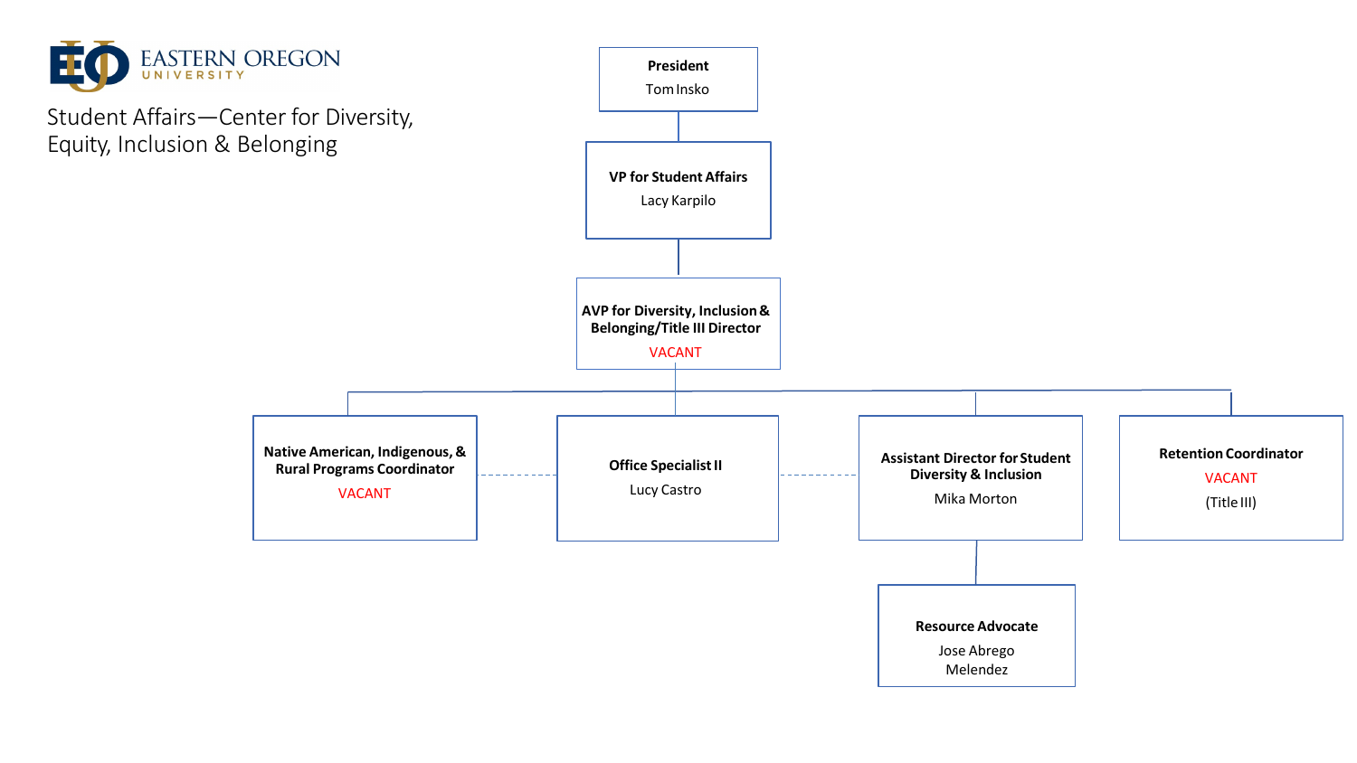EASTERN OREGON UNIVERSITY

# Student Affairs—Center for Diversity, Equity, Inclusion & Belonging

- **President**
  Tom Insko
  - **VP for Student Affairs**
    Lacy Karpilo
    - **AVP for Diversity, Inclusion & Belonging/Title III Director**
      VACANT
      - **Native American, Indigenous, & Rural Programs Coordinator**
        VACANT
      - **Office Specialist II**
        Lucy Castro
      - **Assistant Director for Student Diversity & Inclusion**
        Mika Morton
        - **Resource Advocate**
          Jose Abrego Melendez
      - **Retention Coordinator**
        VACANT
        (Title III)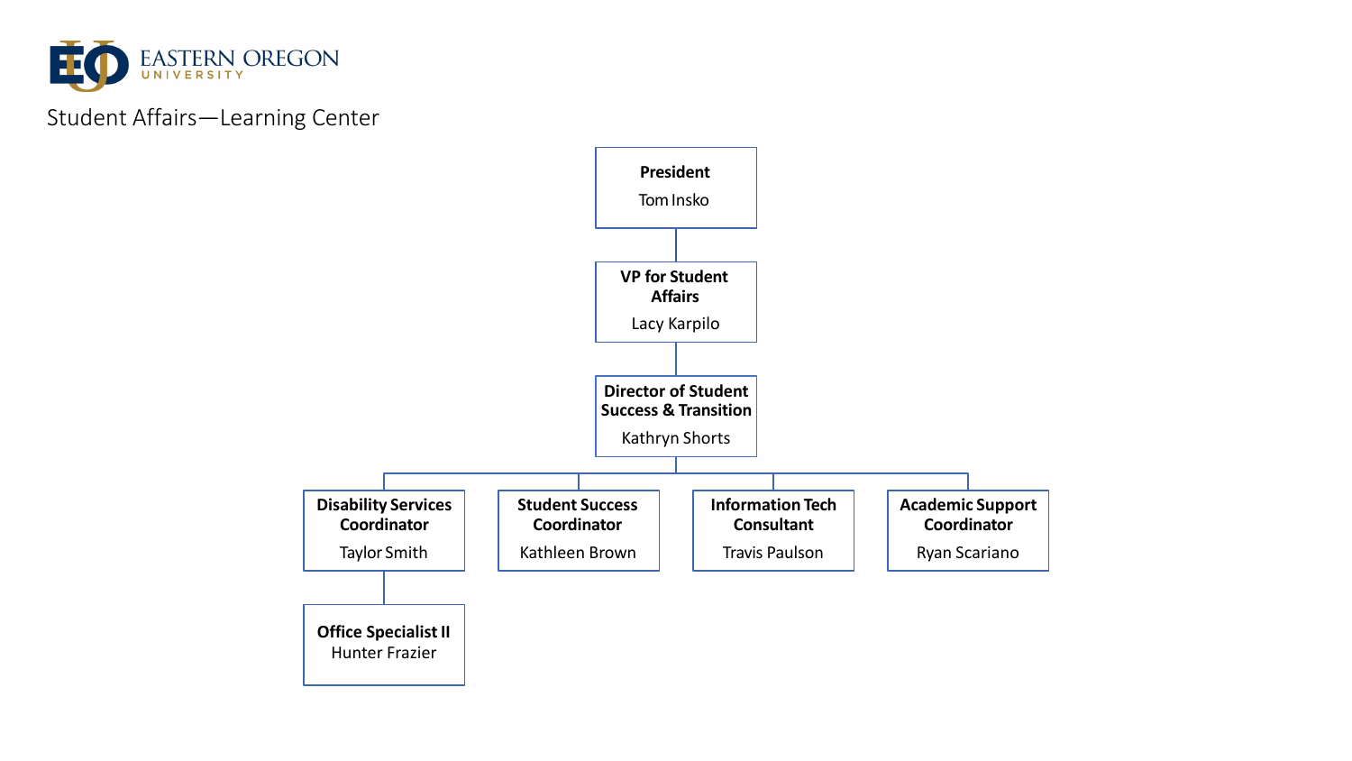# Student Affairs—Learning Center

- **President**
  Tom Insko
  - **VP for Student Affairs**
    Lacy Karpilo
    - **Director of Student Success & Transition**
      Kathryn Shorts
      - **Disability Services Coordinator**
        Taylor Smith
        - **Office Specialist II**
          Hunter Frazier
      - **Student Success Coordinator**
        Kathleen Brown
      - **Information Tech Consultant**
        Travis Paulson
      - **Academic Support Coordinator**
        Ryan Scariano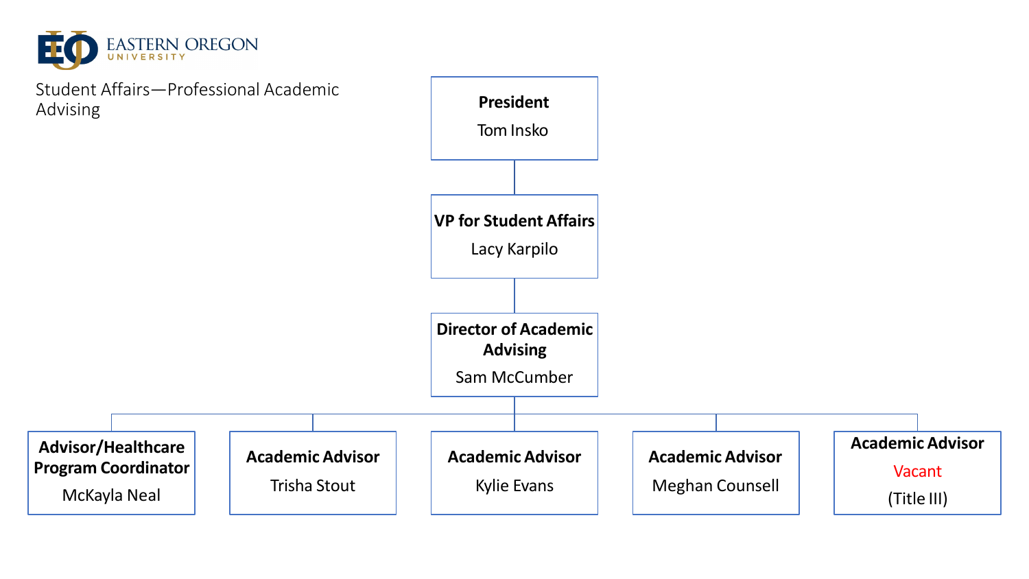EASTERN OREGON UNIVERSITY

Student Affairs—Professional Academic Advising

- **President**
  Tom Insko
  - **VP for Student Affairs**
    Lacy Karpilo
    - **Director of Academic Advising**
      Sam McCumber
      - **Advisor/Healthcare Program Coordinator**
        McKayla Neal
      - **Academic Advisor**
        Trisha Stout
      - **Academic Advisor**
        Kylie Evans
      - **Academic Advisor**
        Meghan Counsell
      - **Academic Advisor**
        Vacant
        (Title III)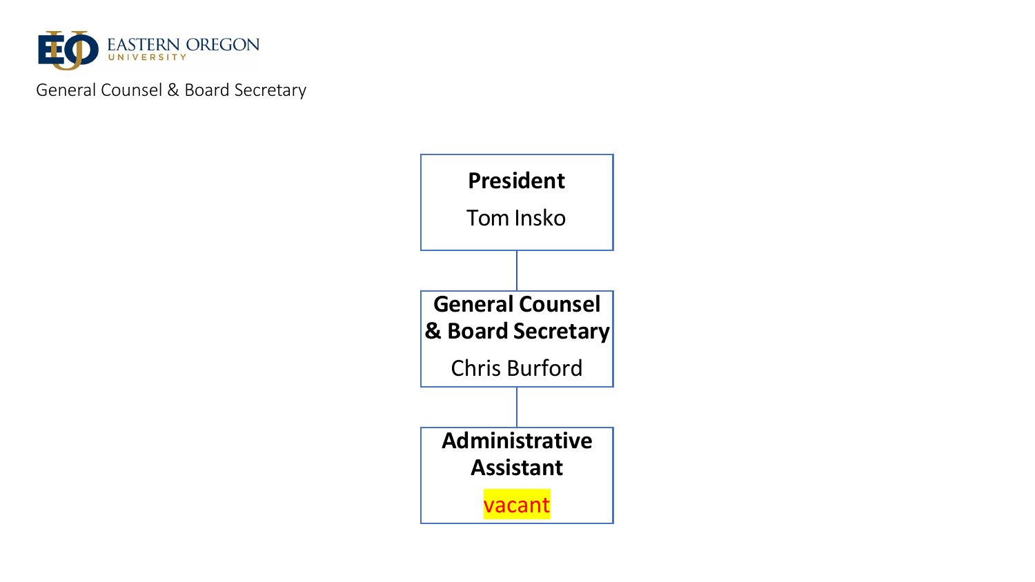EASTERN OREGON UNIVERSITY

General Counsel & Board Secretary

**President**
Tom Insko

**General Counsel & Board Secretary**
Chris Burford

**Administrative Assistant**
vacant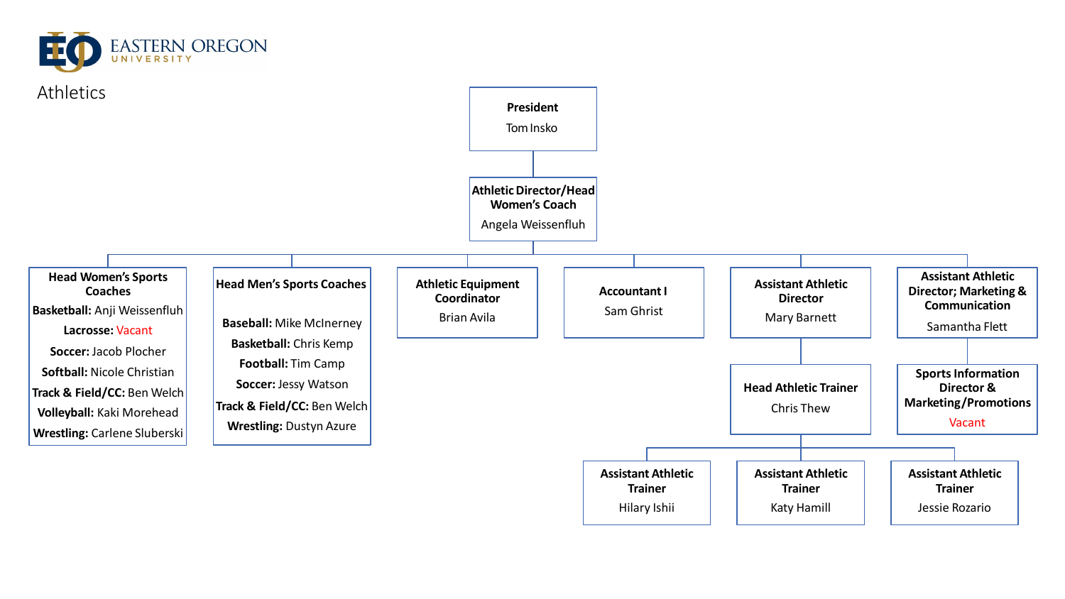EASTERN OREGON UNIVERSITY

# Athletics

**President**
Tom Insko

**Athletic Director/Head Women's Coach**
Angela Weissenfluh

**Head Women's Sports Coaches**

- **Basketball:** Anji Weissenfluh
- **Lacrosse:** Vacant
- **Soccer:** Jacob Plocher
- **Softball:** Nicole Christian
- **Track & Field/CC:** Ben Welch
- **Volleyball:** Kaki Morehead
- **Wrestling:** Carlene Sluberski

**Head Men's Sports Coaches**

- **Baseball:** Mike McInerney
- **Basketball:** Chris Kemp
- **Football:** Tim Camp
- **Soccer:** Jessy Watson
- **Track & Field/CC:** Ben Welch
- **Wrestling:** Dustyn Azure

**Athletic Equipment Coordinator**
Brian Avila

**Accountant I**
Sam Ghrist

**Assistant Athletic Director**
Mary Barnett

- **Head Athletic Trainer**
  Chris Thew
  - **Assistant Athletic Trainer**
    Hilary Ishii
  - **Assistant Athletic Trainer**
    Katy Hamill
  - **Assistant Athletic Trainer**
    Jessie Rozario

**Assistant Athletic Director; Marketing & Communication**
Samantha Flett

- **Sports Information Director & Marketing/Promotions**
  Vacant